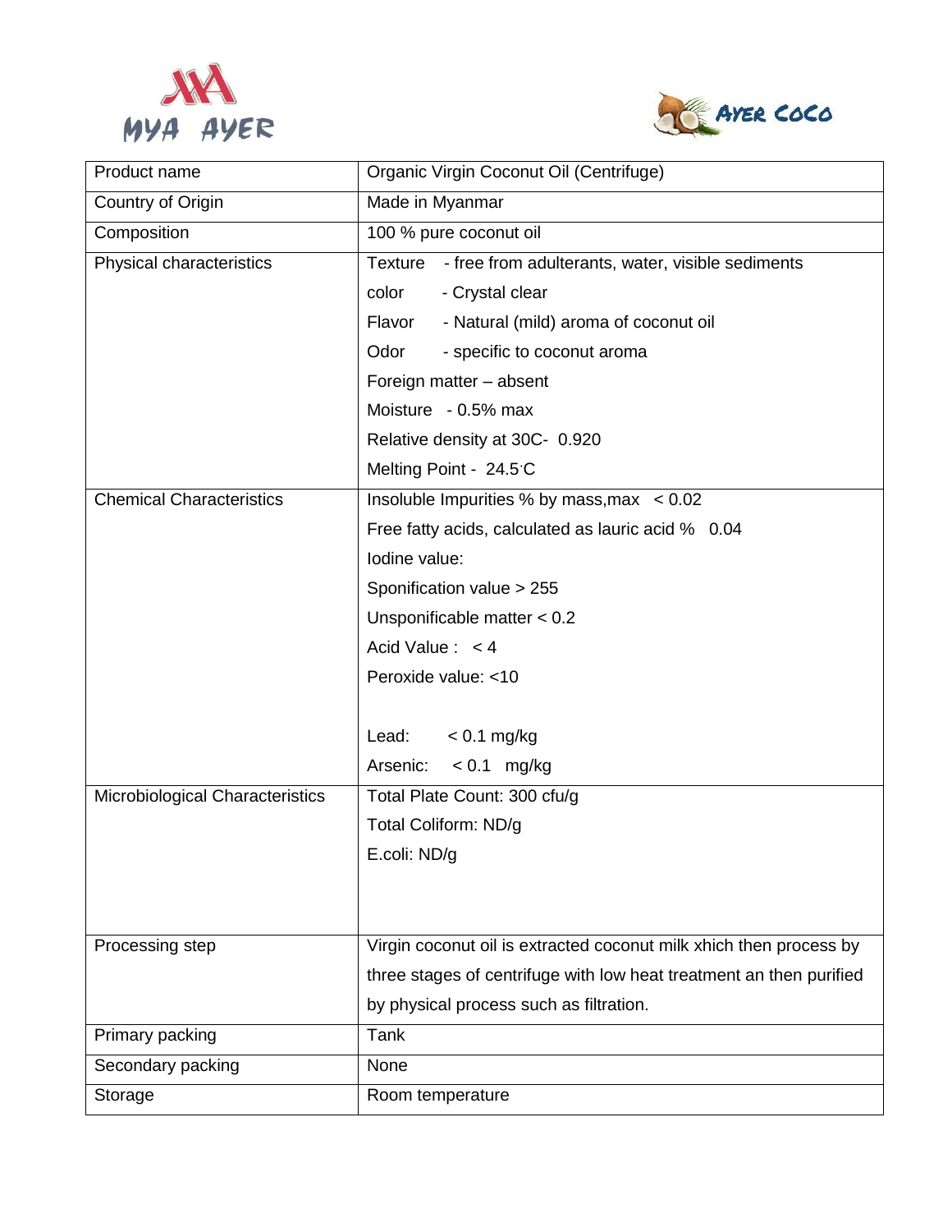MYA AYER

AYER COCO

| Product name | Organic Virgin Coconut Oil (Centrifuge) |
|---|---|
| Country of Origin | Made in Myanmar |
| Composition | 100 % pure coconut oil |
| Physical characteristics | Texture - free from adulterants, water, visible sediments<br>color - Crystal clear<br>Flavor - Natural (mild) aroma of coconut oil<br>Odor - specific to coconut aroma<br>Foreign matter – absent<br>Moisture - 0.5% max<br>Relative density at 30C- 0.920<br>Melting Point - 24.5·C |
| Chemical Characteristics | Insoluble Impurities % by mass,max < 0.02<br>Free fatty acids, calculated as lauric acid % 0.04<br>Iodine value:<br>Sponification value > 255<br>Unsponificable matter < 0.2<br>Acid Value : < 4<br>Peroxide value: <10<br><br>Lead: < 0.1 mg/kg<br>Arsenic: < 0.1 mg/kg |
| Microbiological Characteristics | Total Plate Count: 300 cfu/g<br>Total Coliform: ND/g<br>E.coli: ND/g |
| Processing step | Virgin coconut oil is extracted coconut milk xhich then process by three stages of centrifuge with low heat treatment an then purified by physical process such as filtration. |
| Primary packing | Tank |
| Secondary packing | None |
| Storage | Room temperature |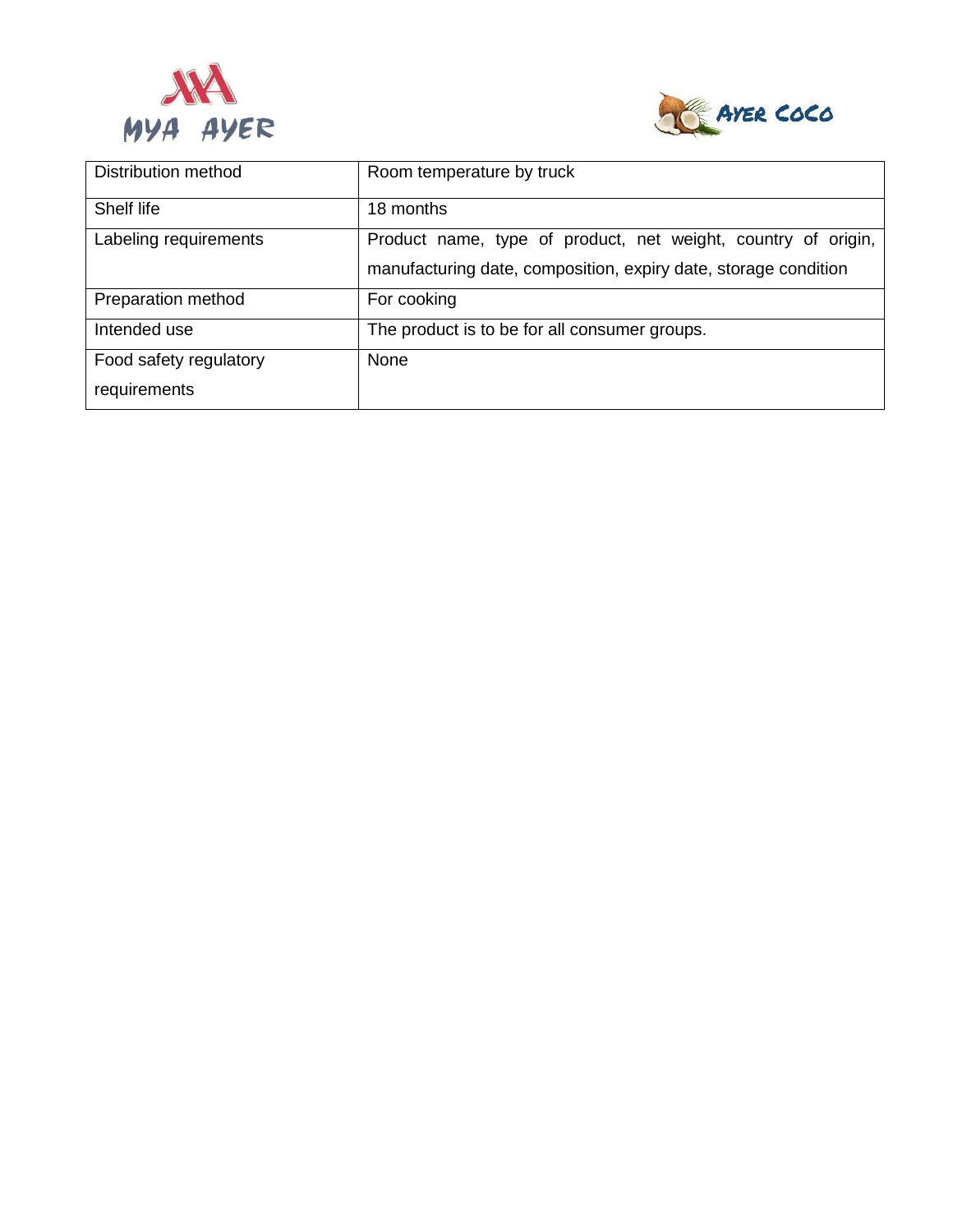| | |
|---|---|
| Distribution method | Room temperature by truck |
| Shelf life | 18 months |
| Labeling requirements | Product name, type of product, net weight, country of origin, manufacturing date, composition, expiry date, storage condition |
| Preparation method | For cooking |
| Intended use | The product is to be for all consumer groups. |
| Food safety regulatory requirements | None |